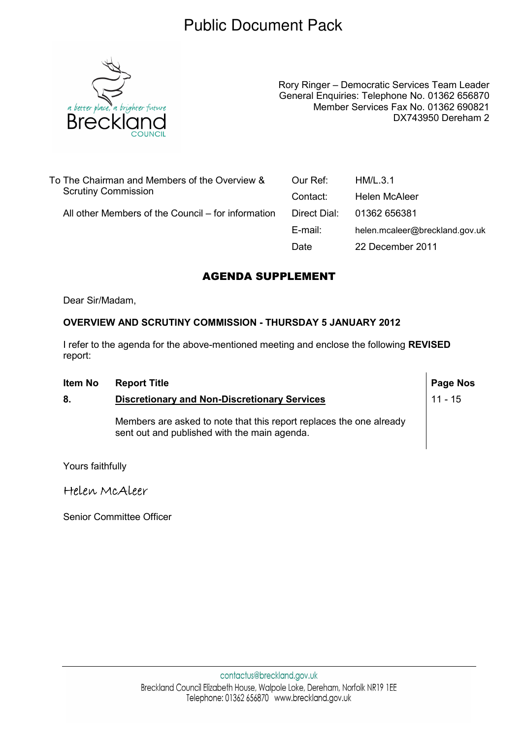# Public Document Pack

a better place, a brighter future
Breckland
COUNCIL

Rory Ringer – Democratic Services Team Leader
General Enquiries: Telephone No. 01362 656870
Member Services Fax No. 01362 690821
DX743950 Dereham 2

To The Chairman and Members of the Overview & Scrutiny Commission

All other Members of the Council – for information

| | |
|---|---|
| Our Ref: | HM/L.3.1 |
| Contact: | Helen McAleer |
| Direct Dial: | 01362 656381 |
| E-mail: | helen.mcaleer@breckland.gov.uk |
| Date | 22 December 2011 |

## AGENDA SUPPLEMENT

Dear Sir/Madam,

**OVERVIEW AND SCRUTINY COMMISSION - THURSDAY 5 JANUARY 2012**

I refer to the agenda for the above-mentioned meeting and enclose the following **REVISED** report:

| Item No | Report Title | Page Nos |
|---|---|---|
| 8. | **Discretionary and Non-Discretionary Services**<br><br>Members are asked to note that this report replaces the one already sent out and published with the main agenda. | 11 - 15 |

Yours faithfully

Helen McAleer

Senior Committee Officer

contactus@breckland.gov.uk
Breckland Council Elizabeth House, Walpole Loke, Dereham, Norfolk NR19 1EE
Telephone: 01362 656870 www.breckland.gov.uk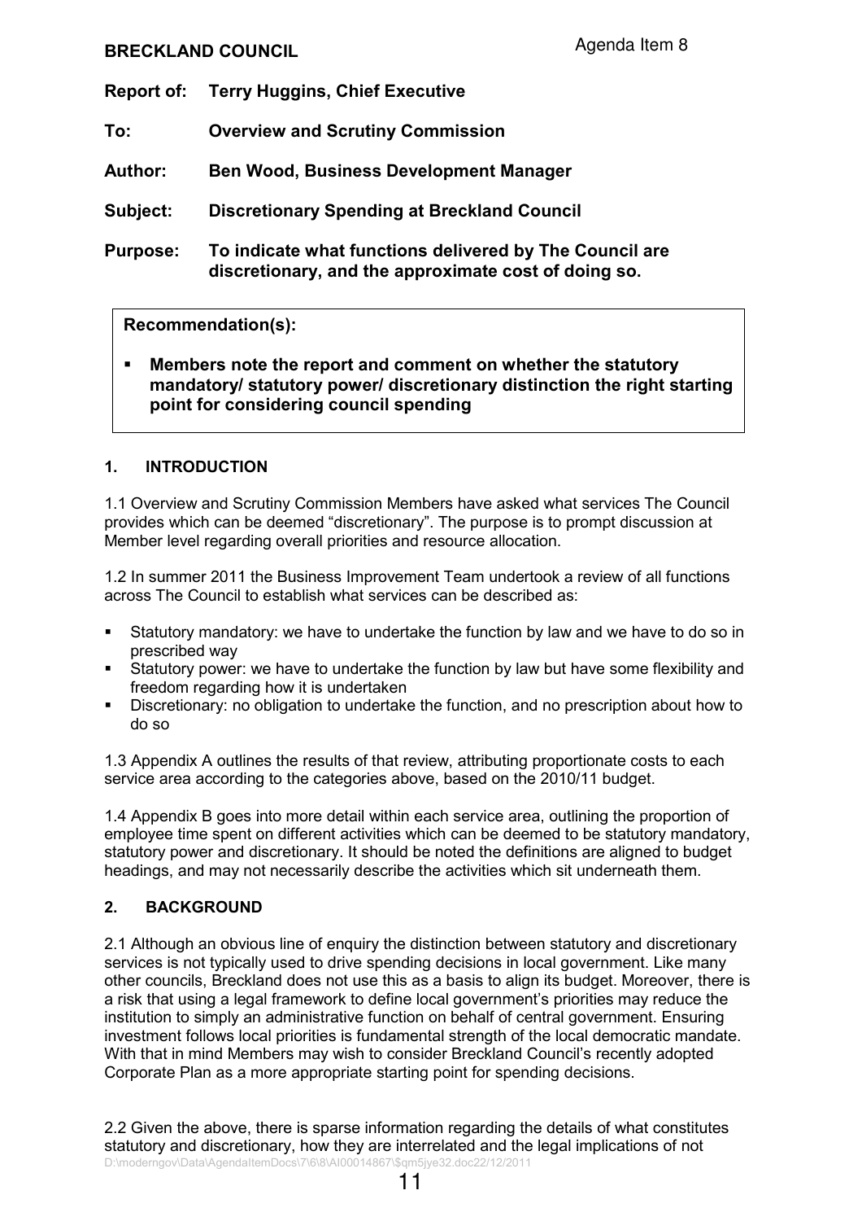**BRECKLAND COUNCIL**

Agenda Item 8

**Report of:** **Terry Huggins, Chief Executive**

**To:** **Overview and Scrutiny Commission**

**Author:** **Ben Wood, Business Development Manager**

**Subject:** **Discretionary Spending at Breckland Council**

**Purpose:** **To indicate what functions delivered by The Council are discretionary, and the approximate cost of doing so.**

> **Recommendation(s):**
>
> - **Members note the report and comment on whether the statutory mandatory/ statutory power/ discretionary distinction the right starting point for considering council spending**

## 1. INTRODUCTION

1.1 Overview and Scrutiny Commission Members have asked what services The Council provides which can be deemed "discretionary". The purpose is to prompt discussion at Member level regarding overall priorities and resource allocation.

1.2 In summer 2011 the Business Improvement Team undertook a review of all functions across The Council to establish what services can be described as:

- Statutory mandatory: we have to undertake the function by law and we have to do so in prescribed way
- Statutory power: we have to undertake the function by law but have some flexibility and freedom regarding how it is undertaken
- Discretionary: no obligation to undertake the function, and no prescription about how to do so

1.3 Appendix A outlines the results of that review, attributing proportionate costs to each service area according to the categories above, based on the 2010/11 budget.

1.4 Appendix B goes into more detail within each service area, outlining the proportion of employee time spent on different activities which can be deemed to be statutory mandatory, statutory power and discretionary. It should be noted the definitions are aligned to budget headings, and may not necessarily describe the activities which sit underneath them.

## 2. BACKGROUND

2.1 Although an obvious line of enquiry the distinction between statutory and discretionary services is not typically used to drive spending decisions in local government. Like many other councils, Breckland does not use this as a basis to align its budget. Moreover, there is a risk that using a legal framework to define local government's priorities may reduce the institution to simply an administrative function on behalf of central government. Ensuring investment follows local priorities is fundamental strength of the local democratic mandate. With that in mind Members may wish to consider Breckland Council's recently adopted Corporate Plan as a more appropriate starting point for spending decisions.

2.2 Given the above, there is sparse information regarding the details of what constitutes statutory and discretionary, how they are interrelated and the legal implications of not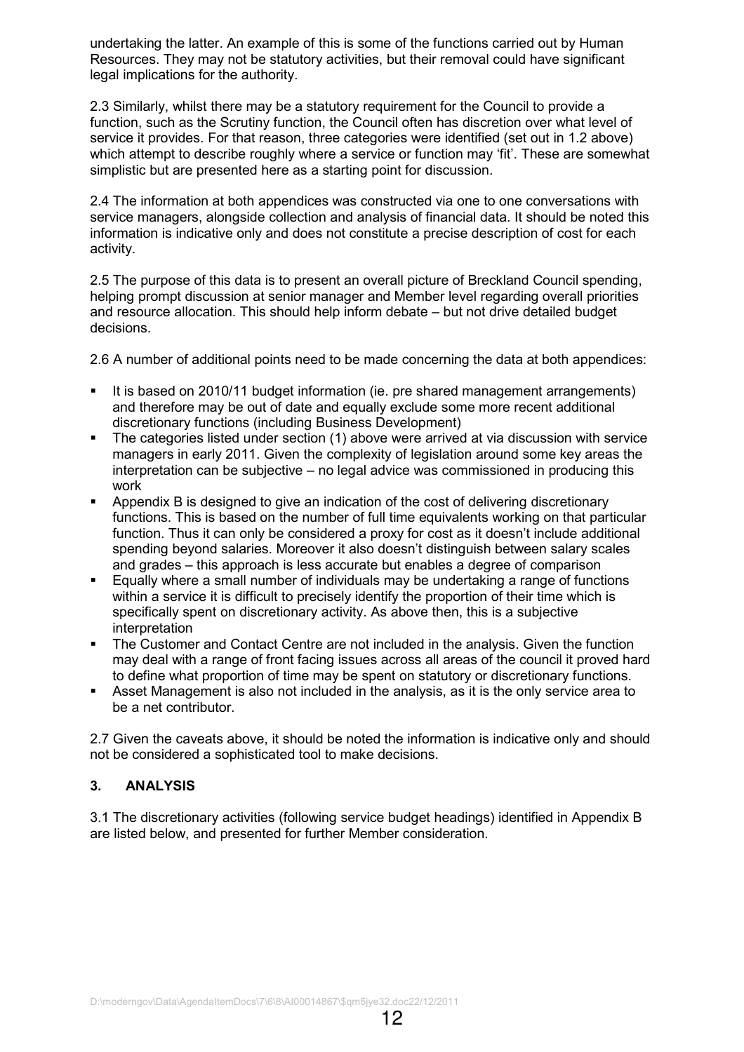undertaking the latter. An example of this is some of the functions carried out by Human Resources. They may not be statutory activities, but their removal could have significant legal implications for the authority.

2.3 Similarly, whilst there may be a statutory requirement for the Council to provide a function, such as the Scrutiny function, the Council often has discretion over what level of service it provides. For that reason, three categories were identified (set out in 1.2 above) which attempt to describe roughly where a service or function may 'fit'. These are somewhat simplistic but are presented here as a starting point for discussion.

2.4 The information at both appendices was constructed via one to one conversations with service managers, alongside collection and analysis of financial data. It should be noted this information is indicative only and does not constitute a precise description of cost for each activity.

2.5 The purpose of this data is to present an overall picture of Breckland Council spending, helping prompt discussion at senior manager and Member level regarding overall priorities and resource allocation. This should help inform debate – but not drive detailed budget decisions.

2.6 A number of additional points need to be made concerning the data at both appendices:

- It is based on 2010/11 budget information (ie. pre shared management arrangements) and therefore may be out of date and equally exclude some more recent additional discretionary functions (including Business Development)
- The categories listed under section (1) above were arrived at via discussion with service managers in early 2011. Given the complexity of legislation around some key areas the interpretation can be subjective – no legal advice was commissioned in producing this work
- Appendix B is designed to give an indication of the cost of delivering discretionary functions. This is based on the number of full time equivalents working on that particular function. Thus it can only be considered a proxy for cost as it doesn't include additional spending beyond salaries. Moreover it also doesn't distinguish between salary scales and grades – this approach is less accurate but enables a degree of comparison
- Equally where a small number of individuals may be undertaking a range of functions within a service it is difficult to precisely identify the proportion of their time which is specifically spent on discretionary activity. As above then, this is a subjective interpretation
- The Customer and Contact Centre are not included in the analysis. Given the function may deal with a range of front facing issues across all areas of the council it proved hard to define what proportion of time may be spent on statutory or discretionary functions.
- Asset Management is also not included in the analysis, as it is the only service area to be a net contributor.

2.7 Given the caveats above, it should be noted the information is indicative only and should not be considered a sophisticated tool to make decisions.

## 3. ANALYSIS

3.1 The discretionary activities (following service budget headings) identified in Appendix B are listed below, and presented for further Member consideration.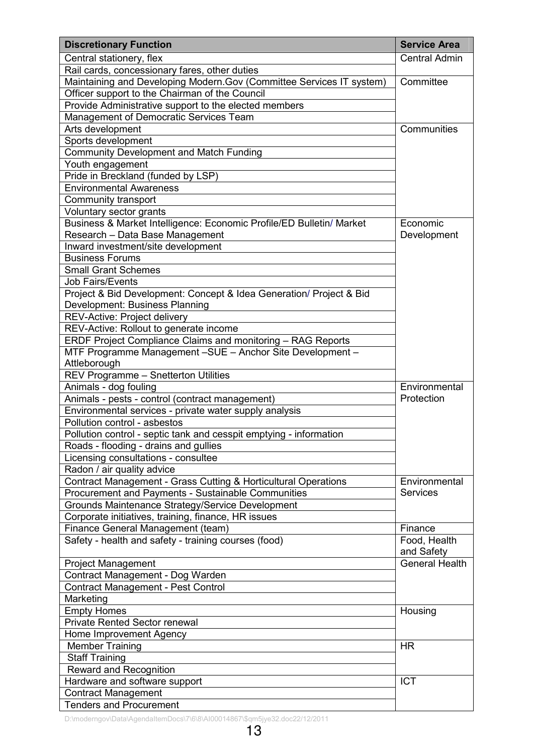| Discretionary Function | Service Area |
|---|---|
| Central stationery, flex | Central Admin |
| Rail cards, concessionary fares, other duties | |
| Maintaining and Developing Modern.Gov (Committee Services IT system) | Committee |
| Officer support to the Chairman of the Council | |
| Provide Administrative support to the elected members | |
| Management of Democratic Services Team | |
| Arts development | Communities |
| Sports development | |
| Community Development and Match Funding | |
| Youth engagement | |
| Pride in Breckland (funded by LSP) | |
| Environmental Awareness | |
| Community transport | |
| Voluntary sector grants | |
| Business & Market Intelligence: Economic Profile/ED Bulletin/ Market Research – Data Base Management | Economic Development |
| Inward investment/site development | |
| Business Forums | |
| Small Grant Schemes | |
| Job Fairs/Events | |
| Project & Bid Development: Concept & Idea Generation/ Project & Bid Development: Business Planning | |
| REV-Active: Project delivery | |
| REV-Active: Rollout to generate income | |
| ERDF Project Compliance Claims and monitoring – RAG Reports | |
| MTF Programme Management –SUE – Anchor Site Development – Attleborough | |
| REV Programme – Snetterton Utilities | |
| Animals - dog fouling | Environmental Protection |
| Animals - pests - control (contract management) | |
| Environmental services - private water supply analysis | |
| Pollution control - asbestos | |
| Pollution control - septic tank and cesspit emptying - information | |
| Roads - flooding - drains and gullies | |
| Licensing consultations - consultee | |
| Radon / air quality advice | |
| Contract Management - Grass Cutting & Horticultural Operations | Environmental Services |
| Procurement and Payments - Sustainable Communities | |
| Grounds Maintenance Strategy/Service Development | |
| Corporate initiatives, training, finance, HR issues | |
| Finance General Management (team) | Finance |
| Safety - health and safety - training courses (food) | Food, Health and Safety |
| Project Management | General Health |
| Contract Management - Dog Warden | |
| Contract Management - Pest Control | |
| Marketing | |
| Empty Homes | Housing |
| Private Rented Sector renewal | |
| Home Improvement Agency | |
| Member Training | HR |
| Staff Training | |
| Reward and Recognition | |
| Hardware and software support | ICT |
| Contract Management | |
| Tenders and Procurement | |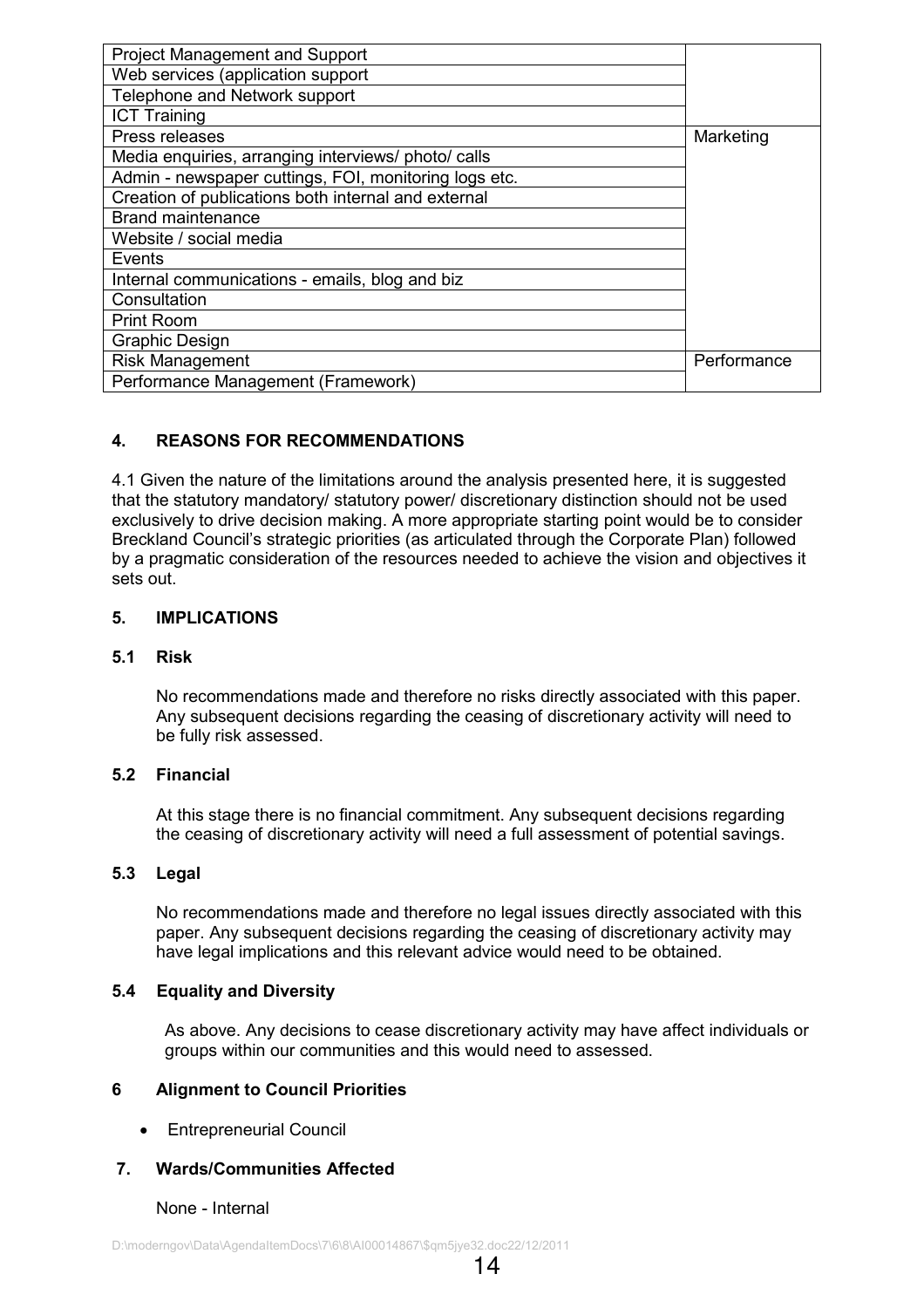| | |
|---|---|
| Project Management and Support | |
| Web services (application support | |
| Telephone and Network support | |
| ICT Training | |
| Press releases | Marketing |
| Media enquiries, arranging interviews/ photo/ calls | |
| Admin - newspaper cuttings, FOI, monitoring logs etc. | |
| Creation of publications both internal and external | |
| Brand maintenance | |
| Website / social media | |
| Events | |
| Internal communications - emails, blog and biz | |
| Consultation | |
| Print Room | |
| Graphic Design | |
| Risk Management | Performance |
| Performance Management (Framework) | |

## 4. REASONS FOR RECOMMENDATIONS

4.1 Given the nature of the limitations around the analysis presented here, it is suggested that the statutory mandatory/ statutory power/ discretionary distinction should not be used exclusively to drive decision making. A more appropriate starting point would be to consider Breckland Council's strategic priorities (as articulated through the Corporate Plan) followed by a pragmatic consideration of the resources needed to achieve the vision and objectives it sets out.

## 5. IMPLICATIONS

### 5.1 Risk

No recommendations made and therefore no risks directly associated with this paper. Any subsequent decisions regarding the ceasing of discretionary activity will need to be fully risk assessed.

### 5.2 Financial

At this stage there is no financial commitment. Any subsequent decisions regarding the ceasing of discretionary activity will need a full assessment of potential savings.

### 5.3 Legal

No recommendations made and therefore no legal issues directly associated with this paper. Any subsequent decisions regarding the ceasing of discretionary activity may have legal implications and this relevant advice would need to be obtained.

### 5.4 Equality and Diversity

As above. Any decisions to cease discretionary activity may have affect individuals or groups within our communities and this would need to assessed.

## 6 Alignment to Council Priorities

- Entrepreneurial Council

## 7. Wards/Communities Affected

None - Internal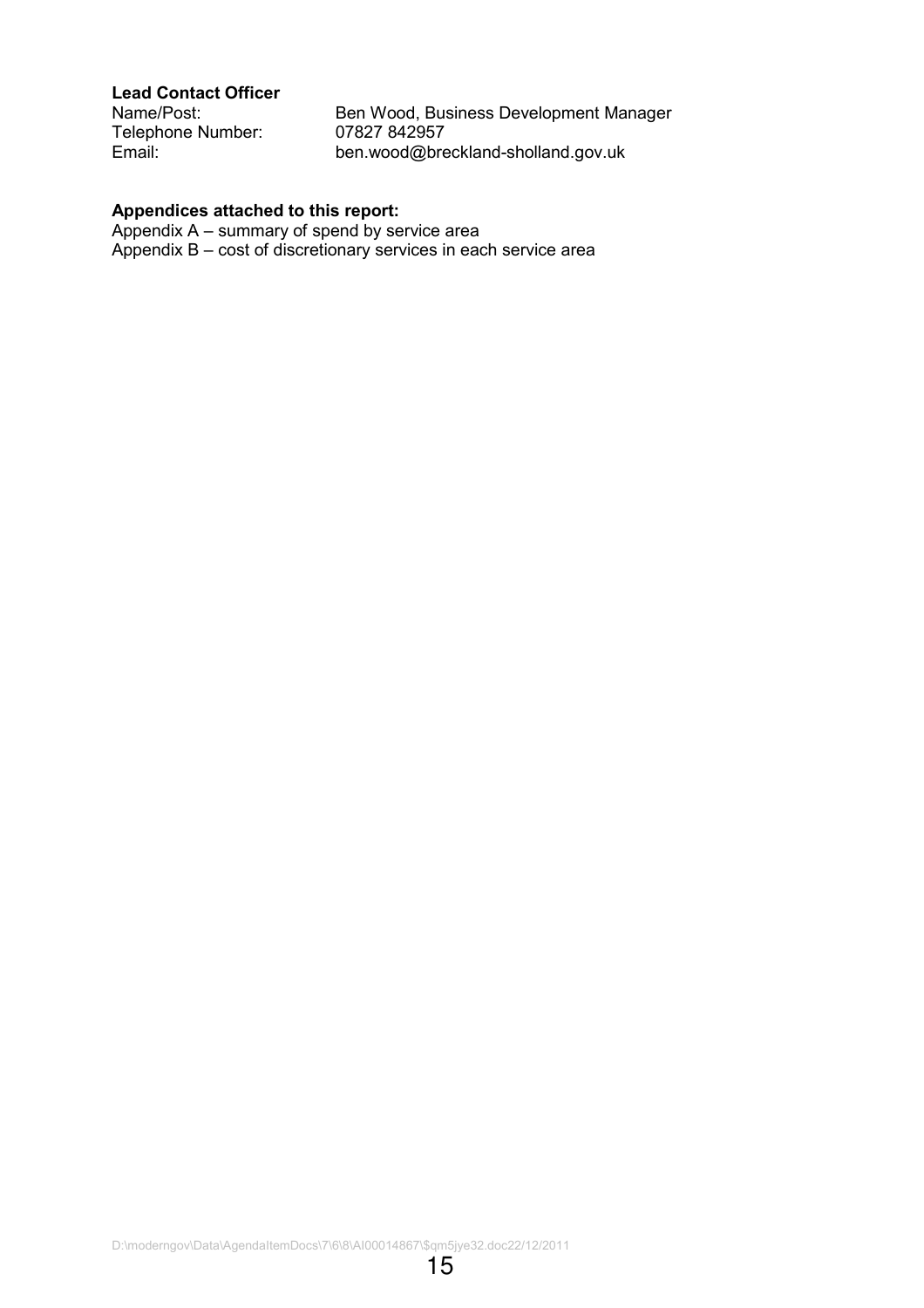**Lead Contact Officer**

Name/Post: Ben Wood, Business Development Manager
Telephone Number: 07827 842957
Email: ben.wood@breckland-sholland.gov.uk

**Appendices attached to this report:**

Appendix A – summary of spend by service area
Appendix B – cost of discretionary services in each service area